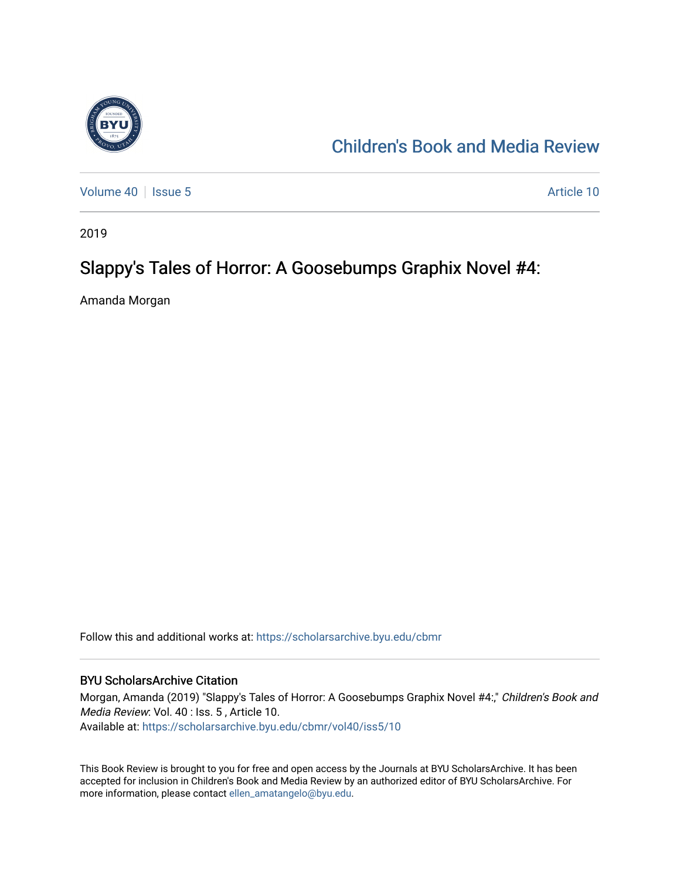Children's Book and Media Review

Volume 40 | Issue 5 Article 10

2019

# Slappy's Tales of Horror: A Goosebumps Graphix Novel #4:

Amanda Morgan

Follow this and additional works at: https://scholarsarchive.byu.edu/cbmr

## BYU ScholarsArchive Citation

Morgan, Amanda (2019) "Slappy's Tales of Horror: A Goosebumps Graphix Novel #4:," *Children's Book and Media Review*: Vol. 40 : Iss. 5 , Article 10.
Available at: https://scholarsarchive.byu.edu/cbmr/vol40/iss5/10

This Book Review is brought to you for free and open access by the Journals at BYU ScholarsArchive. It has been accepted for inclusion in Children's Book and Media Review by an authorized editor of BYU ScholarsArchive. For more information, please contact ellen_amatangelo@byu.edu.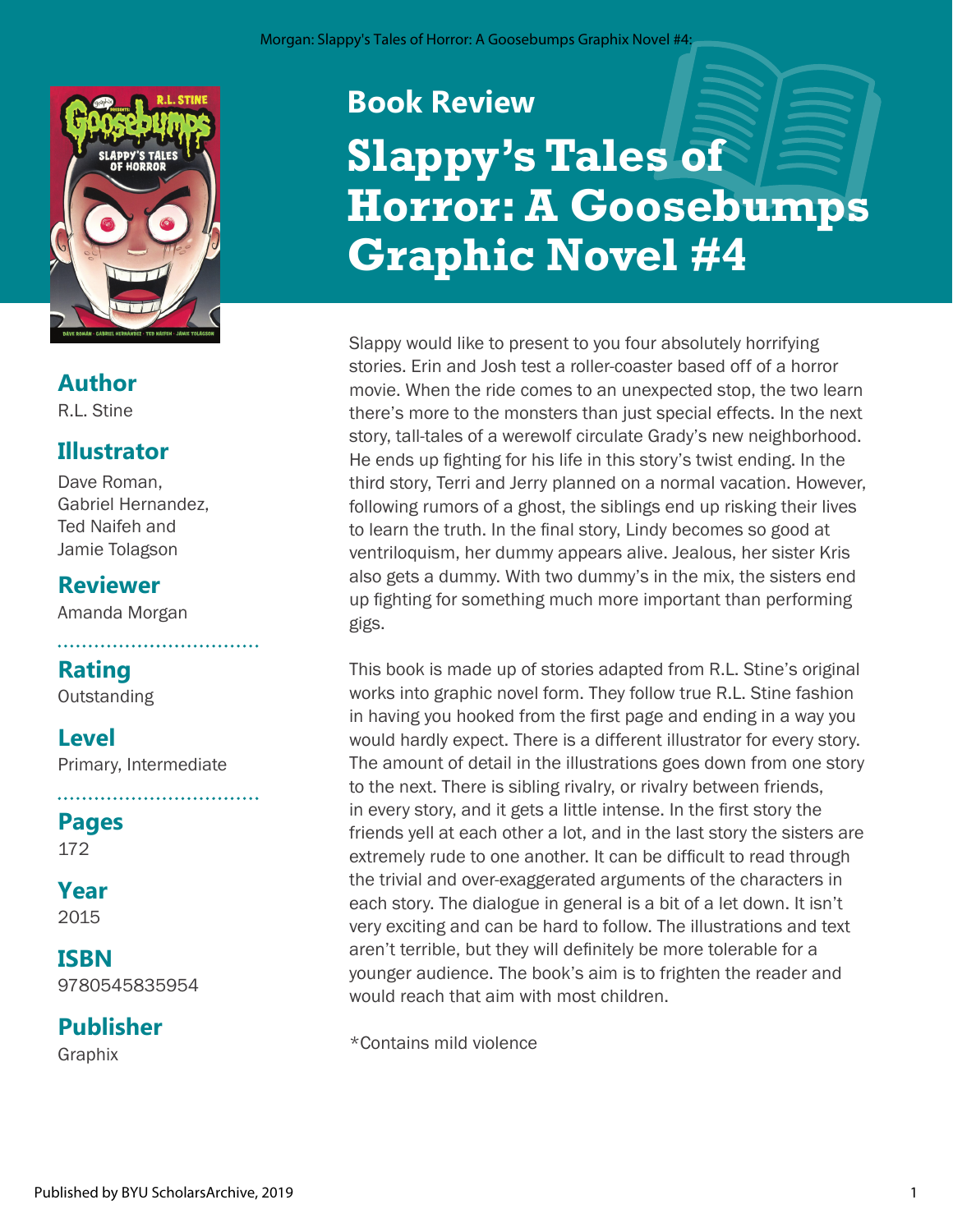## Book Review

# Slappy's Tales of Horror: A Goosebumps Graphic Novel #4

### Author
R.L. Stine

### Illustrator
Dave Roman, Gabriel Hernandez, Ted Naifeh and Jamie Tolagson

### Reviewer
Amanda Morgan

### Rating
Outstanding

### Level
Primary, Intermediate

### Pages
172

### Year
2015

### ISBN
9780545835954

### Publisher
Graphix

Slappy would like to present to you four absolutely horrifying stories. Erin and Josh test a roller-coaster based off of a horror movie. When the ride comes to an unexpected stop, the two learn there's more to the monsters than just special effects. In the next story, tall-tales of a werewolf circulate Grady's new neighborhood. He ends up fighting for his life in this story's twist ending. In the third story, Terri and Jerry planned on a normal vacation. However, following rumors of a ghost, the siblings end up risking their lives to learn the truth. In the final story, Lindy becomes so good at ventriloquism, her dummy appears alive. Jealous, her sister Kris also gets a dummy. With two dummy's in the mix, the sisters end up fighting for something much more important than performing gigs.

This book is made up of stories adapted from R.L. Stine's original works into graphic novel form. They follow true R.L. Stine fashion in having you hooked from the first page and ending in a way you would hardly expect. There is a different illustrator for every story. The amount of detail in the illustrations goes down from one story to the next. There is sibling rivalry, or rivalry between friends, in every story, and it gets a little intense. In the first story the friends yell at each other a lot, and in the last story the sisters are extremely rude to one another. It can be difficult to read through the trivial and over-exaggerated arguments of the characters in each story. The dialogue in general is a bit of a let down. It isn't very exciting and can be hard to follow. The illustrations and text aren't terrible, but they will definitely be more tolerable for a younger audience. The book's aim is to frighten the reader and would reach that aim with most children.

*Contains mild violence